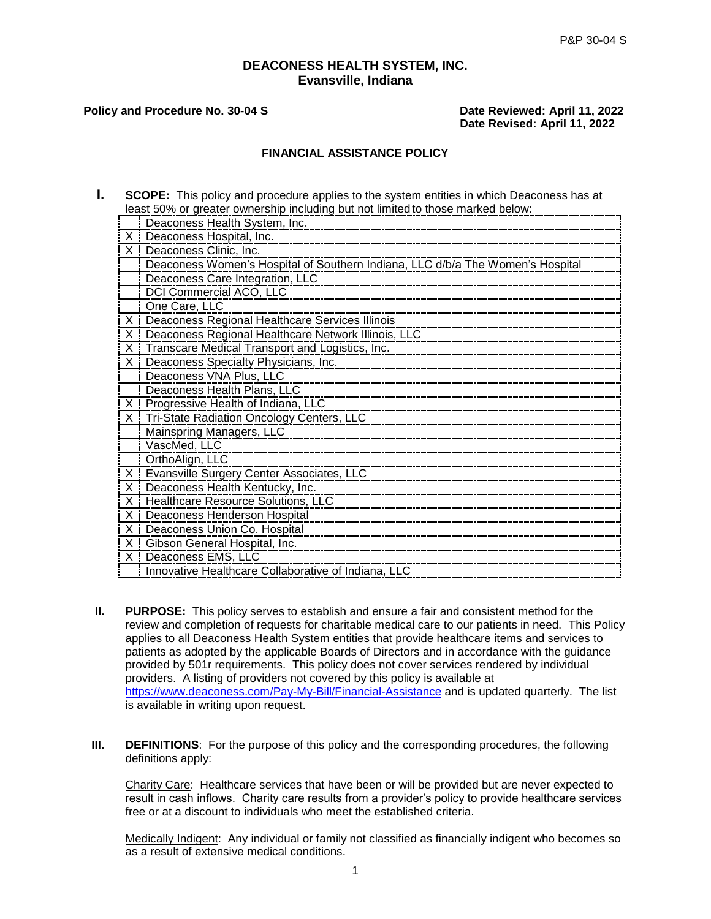P&P 30-04 S

**DEACONESS HEALTH SYSTEM, INC.**
**Evansville, Indiana**

**Policy and Procedure No. 30-04 S**

**Date Reviewed: April 11, 2022**
**Date Revised: April 11, 2022**

## FINANCIAL ASSISTANCE POLICY

**I. SCOPE:** This policy and procedure applies to the system entities in which Deaconess has at least 50% or greater ownership including but not limited to those marked below:

| | |
|---|---|
| | Deaconess Health System, Inc. |
| X | Deaconess Hospital, Inc. |
| X | Deaconess Clinic, Inc. |
| | Deaconess Women's Hospital of Southern Indiana, LLC d/b/a The Women's Hospital |
| | Deaconess Care Integration, LLC |
| | DCI Commercial ACO, LLC |
| | One Care, LLC |
| X | Deaconess Regional Healthcare Services Illinois |
| X | Deaconess Regional Healthcare Network Illinois, LLC |
| X | Transcare Medical Transport and Logistics, Inc. |
| X | Deaconess Specialty Physicians, Inc. |
| | Deaconess VNA Plus, LLC |
| | Deaconess Health Plans, LLC |
| X | Progressive Health of Indiana, LLC |
| X | Tri-State Radiation Oncology Centers, LLC |
| | Mainspring Managers, LLC |
| | VascMed, LLC |
| | OrthoAlign, LLC |
| X | Evansville Surgery Center Associates, LLC |
| X | Deaconess Health Kentucky, Inc. |
| X | Healthcare Resource Solutions, LLC |
| X | Deaconess Henderson Hospital |
| X | Deaconess Union Co. Hospital |
| X | Gibson General Hospital, Inc. |
| X | Deaconess EMS, LLC |
| | Innovative Healthcare Collaborative of Indiana, LLC |

**II. PURPOSE:** This policy serves to establish and ensure a fair and consistent method for the review and completion of requests for charitable medical care to our patients in need. This Policy applies to all Deaconess Health System entities that provide healthcare items and services to patients as adopted by the applicable Boards of Directors and in accordance with the guidance provided by 501r requirements. This policy does not cover services rendered by individual providers. A listing of providers not covered by this policy is available at https://www.deaconess.com/Pay-My-Bill/Financial-Assistance and is updated quarterly. The list is available in writing upon request.

**III. DEFINITIONS**: For the purpose of this policy and the corresponding procedures, the following definitions apply:

Charity Care: Healthcare services that have been or will be provided but are never expected to result in cash inflows. Charity care results from a provider's policy to provide healthcare services free or at a discount to individuals who meet the established criteria.

Medically Indigent: Any individual or family not classified as financially indigent who becomes so as a result of extensive medical conditions.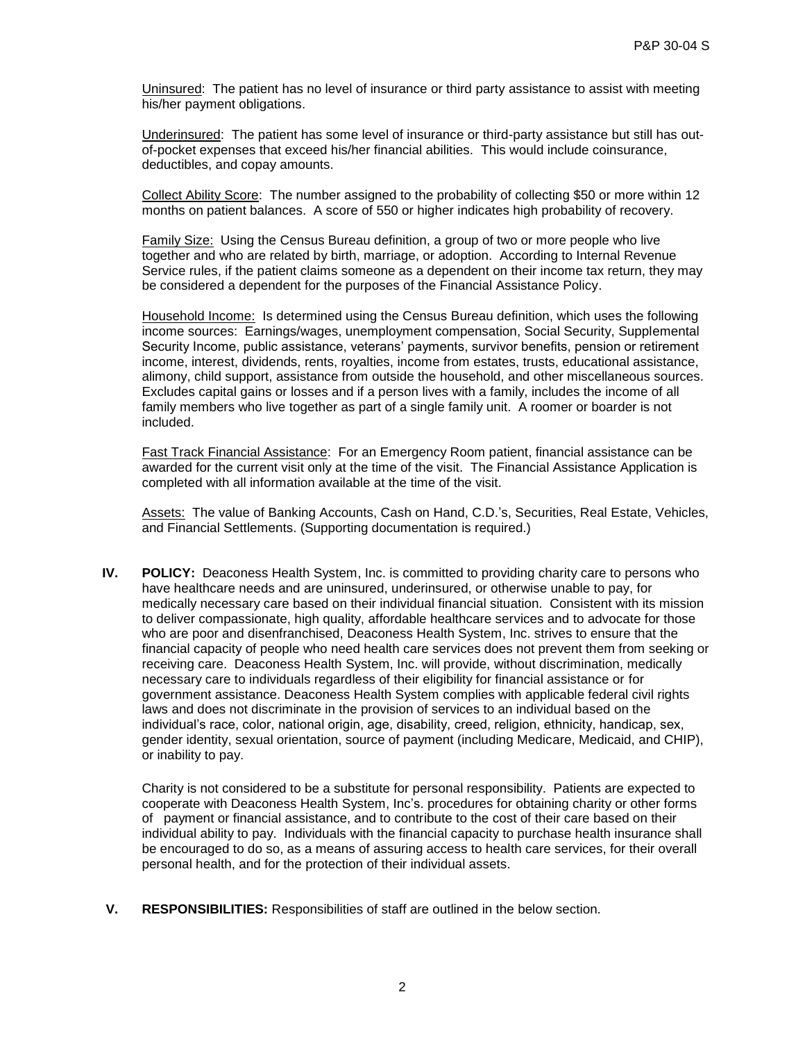Uninsured: The patient has no level of insurance or third party assistance to assist with meeting his/her payment obligations.

Underinsured: The patient has some level of insurance or third-party assistance but still has out-of-pocket expenses that exceed his/her financial abilities. This would include coinsurance, deductibles, and copay amounts.

Collect Ability Score: The number assigned to the probability of collecting $50 or more within 12 months on patient balances. A score of 550 or higher indicates high probability of recovery.

Family Size: Using the Census Bureau definition, a group of two or more people who live together and who are related by birth, marriage, or adoption. According to Internal Revenue Service rules, if the patient claims someone as a dependent on their income tax return, they may be considered a dependent for the purposes of the Financial Assistance Policy.

Household Income: Is determined using the Census Bureau definition, which uses the following income sources: Earnings/wages, unemployment compensation, Social Security, Supplemental Security Income, public assistance, veterans' payments, survivor benefits, pension or retirement income, interest, dividends, rents, royalties, income from estates, trusts, educational assistance, alimony, child support, assistance from outside the household, and other miscellaneous sources. Excludes capital gains or losses and if a person lives with a family, includes the income of all family members who live together as part of a single family unit. A roomer or boarder is not included.

Fast Track Financial Assistance: For an Emergency Room patient, financial assistance can be awarded for the current visit only at the time of the visit. The Financial Assistance Application is completed with all information available at the time of the visit.

Assets: The value of Banking Accounts, Cash on Hand, C.D.'s, Securities, Real Estate, Vehicles, and Financial Settlements. (Supporting documentation is required.)

**IV. POLICY:** Deaconess Health System, Inc. is committed to providing charity care to persons who have healthcare needs and are uninsured, underinsured, or otherwise unable to pay, for medically necessary care based on their individual financial situation. Consistent with its mission to deliver compassionate, high quality, affordable healthcare services and to advocate for those who are poor and disenfranchised, Deaconess Health System, Inc. strives to ensure that the financial capacity of people who need health care services does not prevent them from seeking or receiving care. Deaconess Health System, Inc. will provide, without discrimination, medically necessary care to individuals regardless of their eligibility for financial assistance or for government assistance. Deaconess Health System complies with applicable federal civil rights laws and does not discriminate in the provision of services to an individual based on the individual's race, color, national origin, age, disability, creed, religion, ethnicity, handicap, sex, gender identity, sexual orientation, source of payment (including Medicare, Medicaid, and CHIP), or inability to pay.

Charity is not considered to be a substitute for personal responsibility. Patients are expected to cooperate with Deaconess Health System, Inc's. procedures for obtaining charity or other forms of payment or financial assistance, and to contribute to the cost of their care based on their individual ability to pay. Individuals with the financial capacity to purchase health insurance shall be encouraged to do so, as a means of assuring access to health care services, for their overall personal health, and for the protection of their individual assets.

**V. RESPONSIBILITIES:** Responsibilities of staff are outlined in the below section.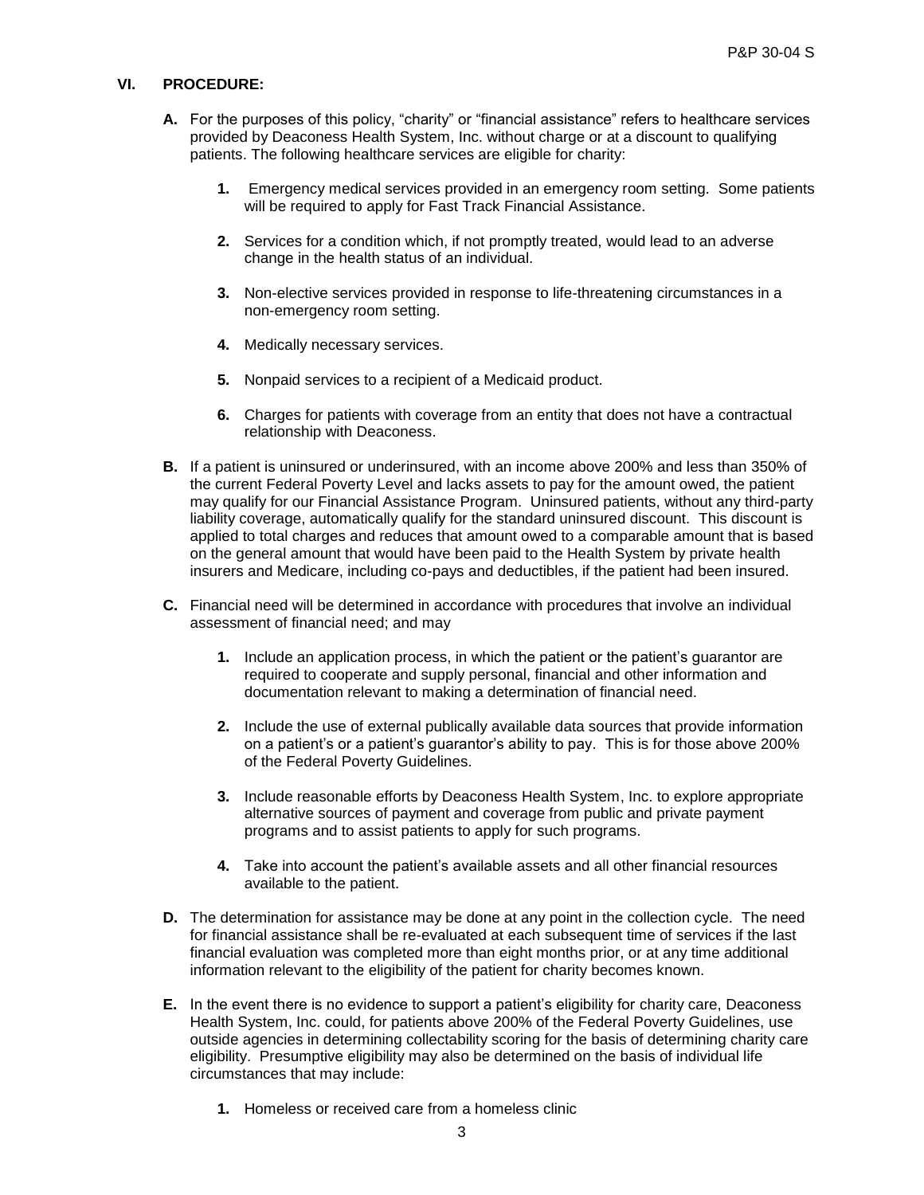## VI. PROCEDURE:

**A.** For the purposes of this policy, "charity" or "financial assistance" refers to healthcare services provided by Deaconess Health System, Inc. without charge or at a discount to qualifying patients. The following healthcare services are eligible for charity:

1. Emergency medical services provided in an emergency room setting. Some patients will be required to apply for Fast Track Financial Assistance.
2. Services for a condition which, if not promptly treated, would lead to an adverse change in the health status of an individual.
3. Non-elective services provided in response to life-threatening circumstances in a non-emergency room setting.
4. Medically necessary services.
5. Nonpaid services to a recipient of a Medicaid product.
6. Charges for patients with coverage from an entity that does not have a contractual relationship with Deaconess.

**B.** If a patient is uninsured or underinsured, with an income above 200% and less than 350% of the current Federal Poverty Level and lacks assets to pay for the amount owed, the patient may qualify for our Financial Assistance Program. Uninsured patients, without any third-party liability coverage, automatically qualify for the standard uninsured discount. This discount is applied to total charges and reduces that amount owed to a comparable amount that is based on the general amount that would have been paid to the Health System by private health insurers and Medicare, including co-pays and deductibles, if the patient had been insured.

**C.** Financial need will be determined in accordance with procedures that involve an individual assessment of financial need; and may

1. Include an application process, in which the patient or the patient's guarantor are required to cooperate and supply personal, financial and other information and documentation relevant to making a determination of financial need.
2. Include the use of external publically available data sources that provide information on a patient's or a patient's guarantor's ability to pay. This is for those above 200% of the Federal Poverty Guidelines.
3. Include reasonable efforts by Deaconess Health System, Inc. to explore appropriate alternative sources of payment and coverage from public and private payment programs and to assist patients to apply for such programs.
4. Take into account the patient's available assets and all other financial resources available to the patient.

**D.** The determination for assistance may be done at any point in the collection cycle. The need for financial assistance shall be re-evaluated at each subsequent time of services if the last financial evaluation was completed more than eight months prior, or at any time additional information relevant to the eligibility of the patient for charity becomes known.

**E.** In the event there is no evidence to support a patient's eligibility for charity care, Deaconess Health System, Inc. could, for patients above 200% of the Federal Poverty Guidelines, use outside agencies in determining collectability scoring for the basis of determining charity care eligibility. Presumptive eligibility may also be determined on the basis of individual life circumstances that may include:

1. Homeless or received care from a homeless clinic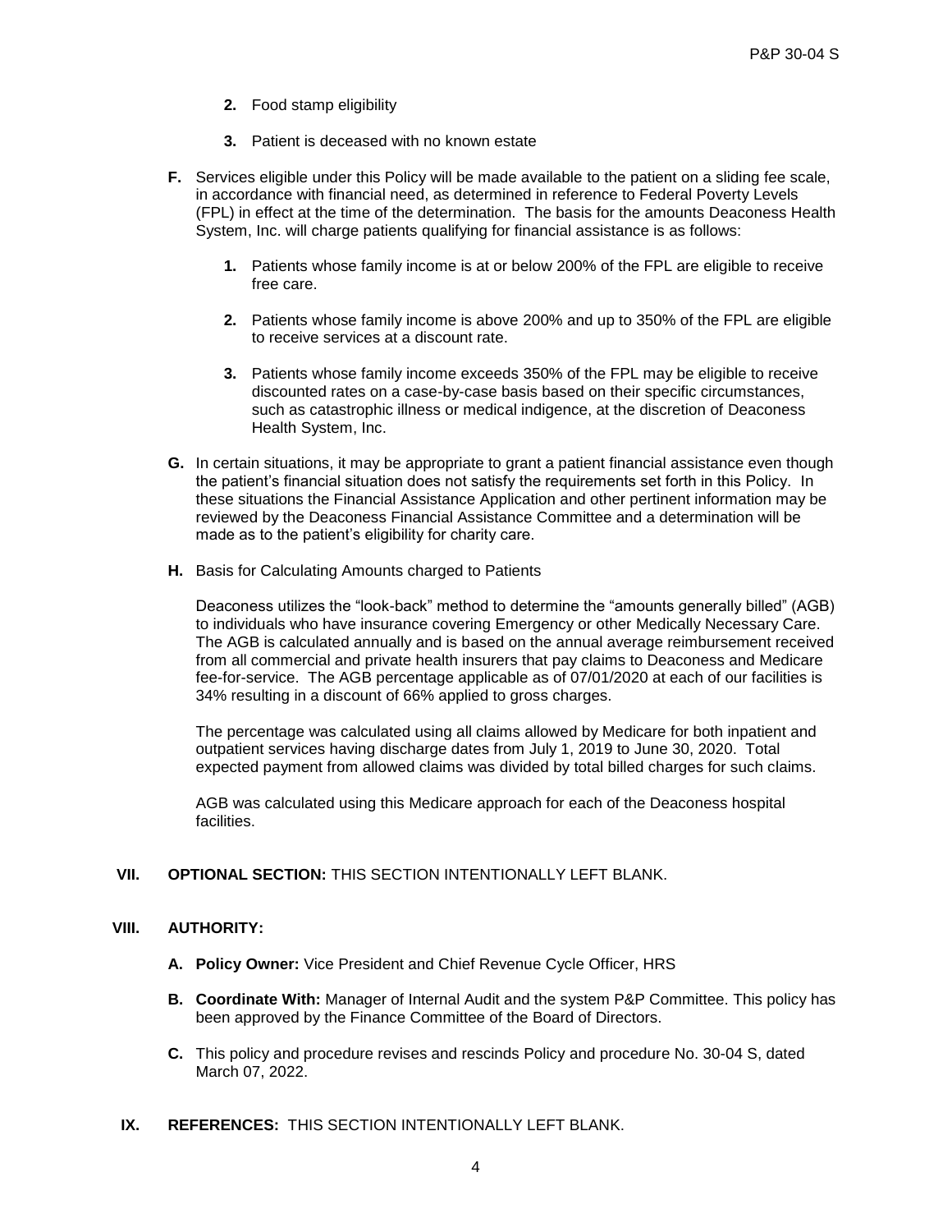2. Food stamp eligibility

3. Patient is deceased with no known estate

**F.** Services eligible under this Policy will be made available to the patient on a sliding fee scale, in accordance with financial need, as determined in reference to Federal Poverty Levels (FPL) in effect at the time of the determination. The basis for the amounts Deaconess Health System, Inc. will charge patients qualifying for financial assistance is as follows:

1. Patients whose family income is at or below 200% of the FPL are eligible to receive free care.

2. Patients whose family income is above 200% and up to 350% of the FPL are eligible to receive services at a discount rate.

3. Patients whose family income exceeds 350% of the FPL may be eligible to receive discounted rates on a case-by-case basis based on their specific circumstances, such as catastrophic illness or medical indigence, at the discretion of Deaconess Health System, Inc.

**G.** In certain situations, it may be appropriate to grant a patient financial assistance even though the patient's financial situation does not satisfy the requirements set forth in this Policy. In these situations the Financial Assistance Application and other pertinent information may be reviewed by the Deaconess Financial Assistance Committee and a determination will be made as to the patient's eligibility for charity care.

**H.** Basis for Calculating Amounts charged to Patients

Deaconess utilizes the "look-back" method to determine the "amounts generally billed" (AGB) to individuals who have insurance covering Emergency or other Medically Necessary Care. The AGB is calculated annually and is based on the annual average reimbursement received from all commercial and private health insurers that pay claims to Deaconess and Medicare fee-for-service. The AGB percentage applicable as of 07/01/2020 at each of our facilities is 34% resulting in a discount of 66% applied to gross charges.

The percentage was calculated using all claims allowed by Medicare for both inpatient and outpatient services having discharge dates from July 1, 2019 to June 30, 2020. Total expected payment from allowed claims was divided by total billed charges for such claims.

AGB was calculated using this Medicare approach for each of the Deaconess hospital facilities.

## VII. OPTIONAL SECTION: THIS SECTION INTENTIONALLY LEFT BLANK.

## VIII. AUTHORITY:

**A. Policy Owner:** Vice President and Chief Revenue Cycle Officer, HRS

**B. Coordinate With:** Manager of Internal Audit and the system P&P Committee. This policy has been approved by the Finance Committee of the Board of Directors.

**C.** This policy and procedure revises and rescinds Policy and procedure No. 30-04 S, dated March 07, 2022.

## IX. REFERENCES: THIS SECTION INTENTIONALLY LEFT BLANK.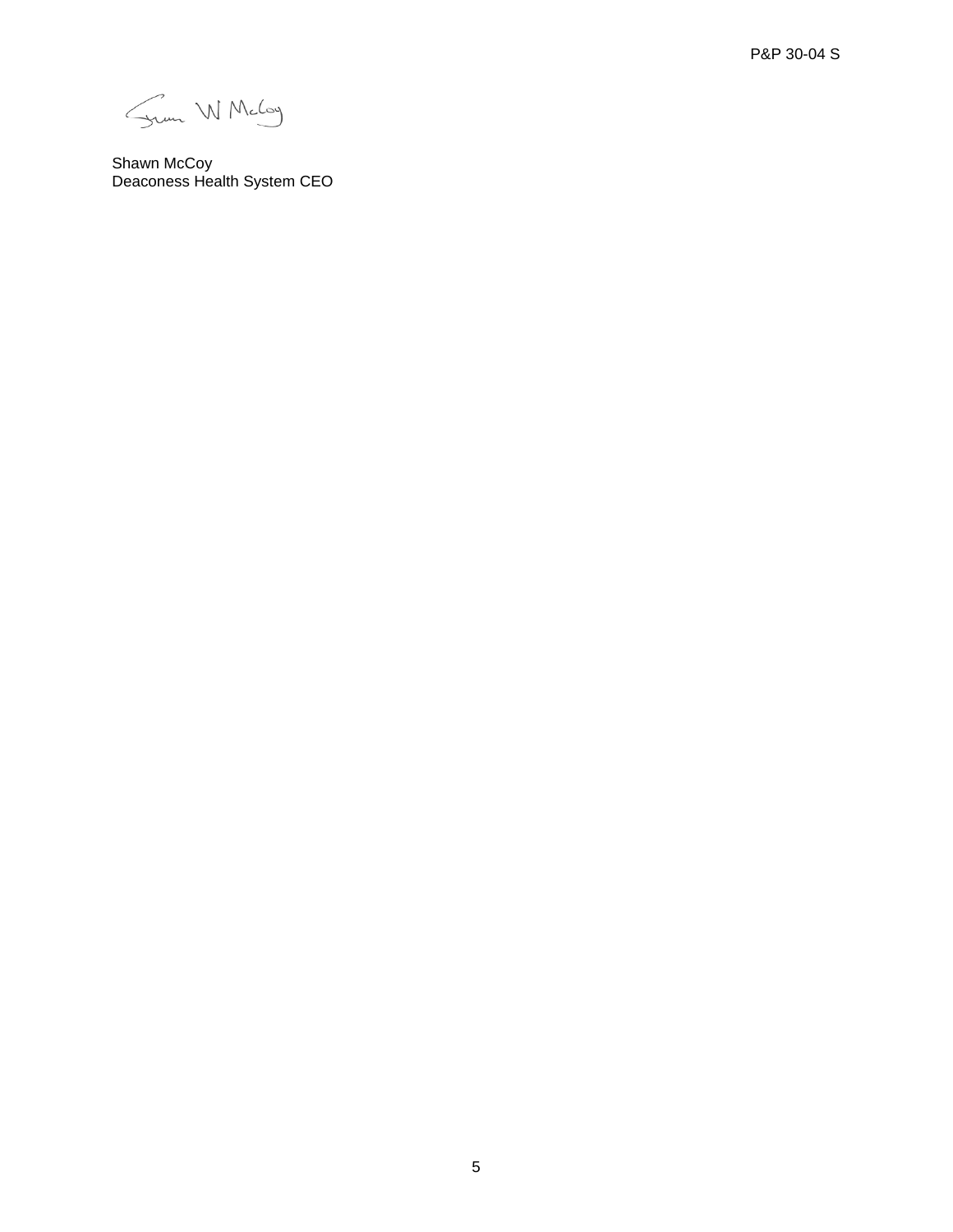Shawn McCoy
Deaconess Health System CEO